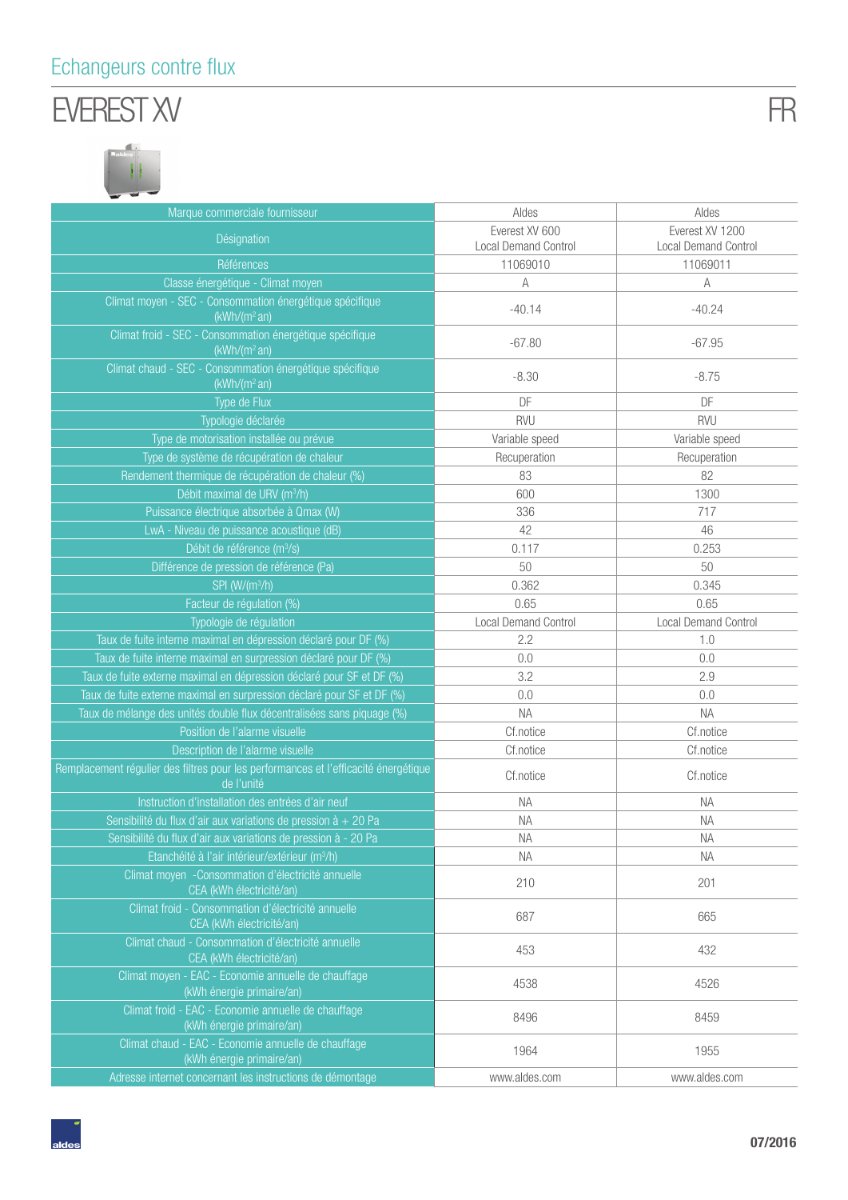## Echangeurs contre flux

# EVEREST XV

FR

| Marque commerciale fournisseur | Aldes | Aldes |
|---|---|---|
| Désignation | Everest XV 600 Local Demand Control | Everest XV 1200 Local Demand Control |
| Références | 11069010 | 11069011 |
| Classe énergétique - Climat moyen | A | A |
| Climat moyen - SEC - Consommation énergétique spécifique (kWh/(m² an)) | -40.14 | -40.24 |
| Climat froid - SEC - Consommation énergétique spécifique (kWh/(m² an)) | -67.80 | -67.95 |
| Climat chaud - SEC - Consommation énergétique spécifique (kWh/(m² an)) | -8.30 | -8.75 |
| Type de Flux | DF | DF |
| Typologie déclarée | RVU | RVU |
| Type de motorisation installée ou prévue | Variable speed | Variable speed |
| Type de système de récupération de chaleur | Recuperation | Recuperation |
| Rendement thermique de récupération de chaleur (%) | 83 | 82 |
| Débit maximal de URV (m³/h) | 600 | 1300 |
| Puissance électrique absorbée à Qmax (W) | 336 | 717 |
| LwA - Niveau de puissance acoustique (dB) | 42 | 46 |
| Débit de référence (m³/s) | 0.117 | 0.253 |
| Différence de pression de référence (Pa) | 50 | 50 |
| SPI (W/(m³/h) | 0.362 | 0.345 |
| Facteur de régulation (%) | 0.65 | 0.65 |
| Typologie de régulation | Local Demand Control | Local Demand Control |
| Taux de fuite interne maximal en dépression déclaré pour DF (%) | 2.2 | 1.0 |
| Taux de fuite interne maximal en surpression déclaré pour DF (%) | 0.0 | 0.0 |
| Taux de fuite externe maximal en dépression déclaré pour SF et DF (%) | 3.2 | 2.9 |
| Taux de fuite externe maximal en surpression déclaré pour SF et DF (%) | 0.0 | 0.0 |
| Taux de mélange des unités double flux décentralisées sans piquage (%) | NA | NA |
| Position de l'alarme visuelle | Cf.notice | Cf.notice |
| Description de l'alarme visuelle | Cf.notice | Cf.notice |
| Remplacement régulier des filtres pour les performances et l'efficacité énergétique de l'unité | Cf.notice | Cf.notice |
| Instruction d'installation des entrées d'air neuf | NA | NA |
| Sensibilité du flux d'air aux variations de pression à + 20 Pa | NA | NA |
| Sensibilité du flux d'air aux variations de pression à - 20 Pa | NA | NA |
| Etanchéité à l'air intérieur/extérieur (m³/h) | NA | NA |
| Climat moyen -Consommation d'électricité annuelle CEA (kWh électricité/an) | 210 | 201 |
| Climat froid - Consommation d'électricité annuelle CEA (kWh électricité/an) | 687 | 665 |
| Climat chaud - Consommation d'électricité annuelle CEA (kWh électricité/an) | 453 | 432 |
| Climat moyen - EAC - Economie annuelle de chauffage (kWh énergie primaire/an) | 4538 | 4526 |
| Climat froid - EAC - Economie annuelle de chauffage (kWh énergie primaire/an) | 8496 | 8459 |
| Climat chaud - EAC - Economie annuelle de chauffage (kWh énergie primaire/an) | 1964 | 1955 |
| Adresse internet concernant les instructions de démontage | www.aldes.com | www.aldes.com |

07/2016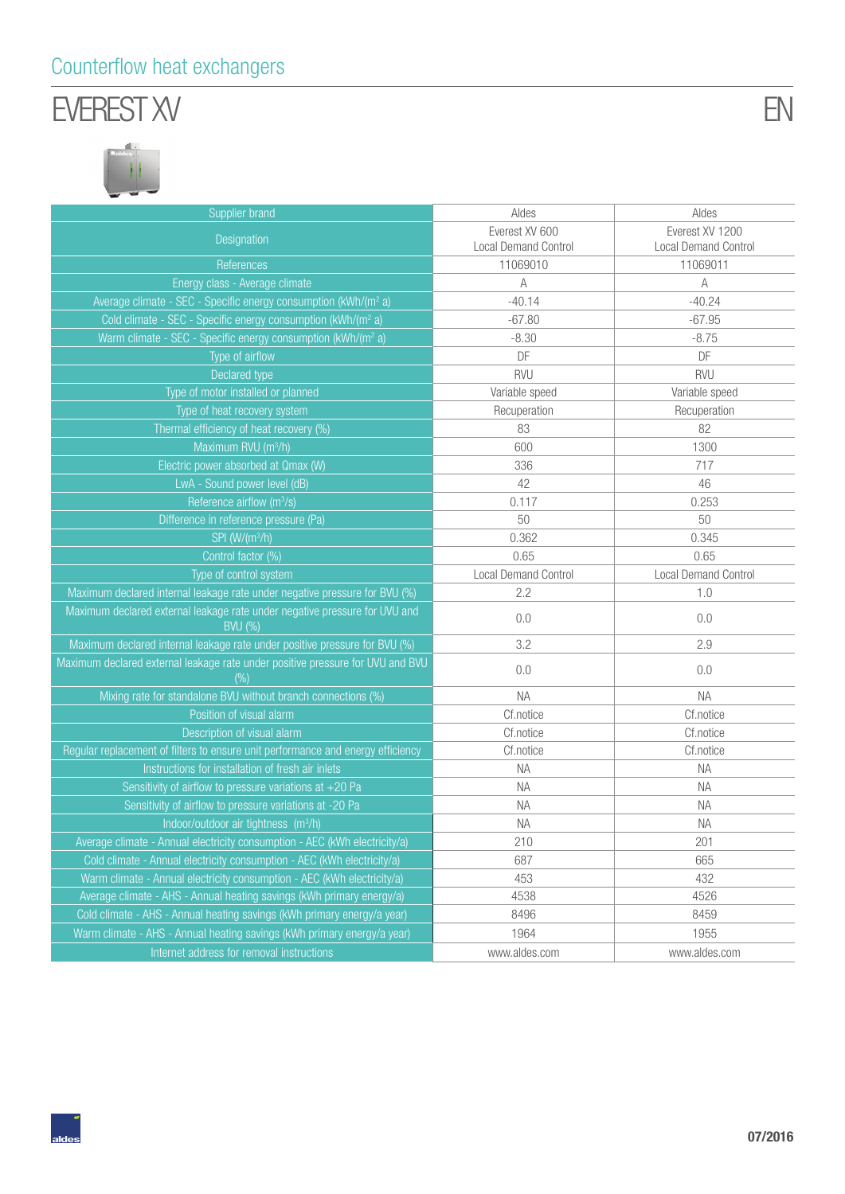Counterflow heat exchangers

# EVEREST XV

EN

| Supplier brand | Aldes | Aldes |
|---|---|---|
| Designation | Everest XV 600 Local Demand Control | Everest XV 1200 Local Demand Control |
| References | 11069010 | 11069011 |
| Energy class - Average climate | A | A |
| Average climate - SEC - Specific energy consumption (kWh/(m² a) | -40.14 | -40.24 |
| Cold climate - SEC - Specific energy consumption (kWh/(m² a) | -67.80 | -67.95 |
| Warm climate - SEC - Specific energy consumption (kWh/(m² a) | -8.30 | -8.75 |
| Type of airflow | DF | DF |
| Declared type | RVU | RVU |
| Type of motor installed or planned | Variable speed | Variable speed |
| Type of heat recovery system | Recuperation | Recuperation |
| Thermal efficiency of heat recovery (%) | 83 | 82 |
| Maximum RVU (m³/h) | 600 | 1300 |
| Electric power absorbed at Qmax (W) | 336 | 717 |
| LwA - Sound power level (dB) | 42 | 46 |
| Reference airflow (m³/s) | 0.117 | 0.253 |
| Difference in reference pressure (Pa) | 50 | 50 |
| SPI (W/(m³/h) | 0.362 | 0.345 |
| Control factor (%) | 0.65 | 0.65 |
| Type of control system | Local Demand Control | Local Demand Control |
| Maximum declared internal leakage rate under negative pressure for BVU (%) | 2.2 | 1.0 |
| Maximum declared external leakage rate under negative pressure for UVU and BVU (%) | 0.0 | 0.0 |
| Maximum declared internal leakage rate under positive pressure for BVU (%) | 3.2 | 2.9 |
| Maximum declared external leakage rate under positive pressure for UVU and BVU (%) | 0.0 | 0.0 |
| Mixing rate for standalone BVU without branch connections (%) | NA | NA |
| Position of visual alarm | Cf.notice | Cf.notice |
| Description of visual alarm | Cf.notice | Cf.notice |
| Regular replacement of filters to ensure unit performance and energy efficiency | Cf.notice | Cf.notice |
| Instructions for installation of fresh air inlets | NA | NA |
| Sensitivity of airflow to pressure variations at +20 Pa | NA | NA |
| Sensitivity of airflow to pressure variations at -20 Pa | NA | NA |
| Indoor/outdoor air tightness (m³/h) | NA | NA |
| Average climate - Annual electricity consumption - AEC (kWh electricity/a) | 210 | 201 |
| Cold climate - Annual electricity consumption - AEC (kWh electricity/a) | 687 | 665 |
| Warm climate - Annual electricity consumption - AEC (kWh electricity/a) | 453 | 432 |
| Average climate - AHS - Annual heating savings (kWh primary energy/a year) | 4538 | 4526 |
| Cold climate - AHS - Annual heating savings (kWh primary energy/a year) | 8496 | 8459 |
| Warm climate - AHS - Annual heating savings (kWh primary energy/a year) | 1964 | 1955 |
| Internet address for removal instructions | www.aldes.com | www.aldes.com |

07/2016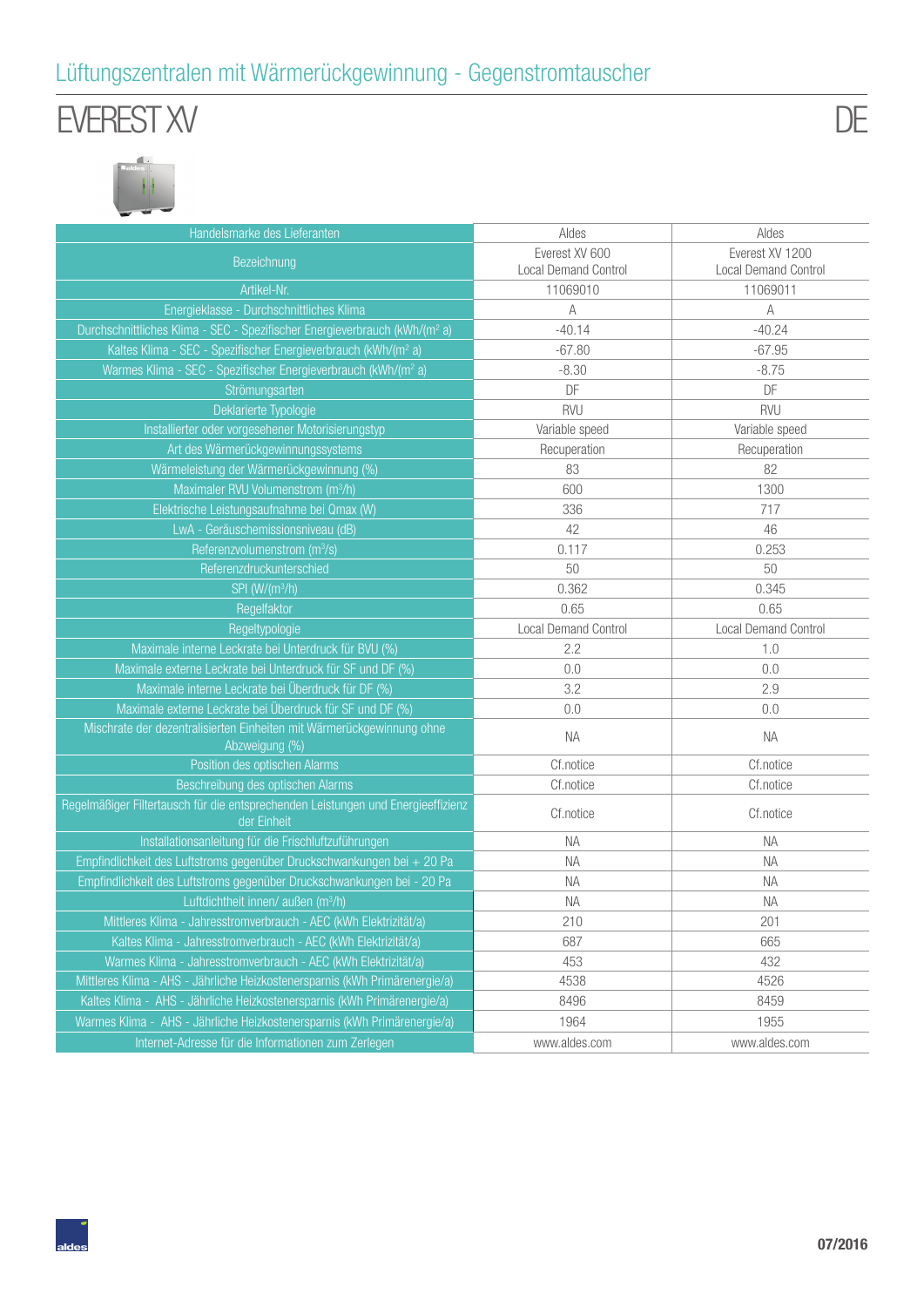# Lüftungszentralen mit Wärmerückgewinnung - Gegenstromtauscher

## EVEREST XV

DE

| Handelsmarke des Lieferanten | Aldes | Aldes |
|---|---|---|
| Bezeichnung | Everest XV 600 Local Demand Control | Everest XV 1200 Local Demand Control |
| Artikel-Nr. | 11069010 | 11069011 |
| Energieklasse - Durchschnittliches Klima | A | A |
| Durchschnittliches Klima - SEC - Spezifischer Energieverbrauch (kWh/(m² a) | -40.14 | -40.24 |
| Kaltes Klima - SEC - Spezifischer Energieverbrauch (kWh/(m² a) | -67.80 | -67.95 |
| Warmes Klima - SEC - Spezifischer Energieverbrauch (kWh/(m² a) | -8.30 | -8.75 |
| Strömungsarten | DF | DF |
| Deklarierte Typologie | RVU | RVU |
| Installierter oder vorgesehener Motorisierungstyp | Variable speed | Variable speed |
| Art des Wärmerückgewinnungssystems | Recuperation | Recuperation |
| Wärmeleistung der Wärmerückgewinnung (%) | 83 | 82 |
| Maximaler RVU Volumenstrom (m³/h) | 600 | 1300 |
| Elektrische Leistungsaufnahme bei Qmax (W) | 336 | 717 |
| LwA - Geräuschemissionsniveau (dB) | 42 | 46 |
| Referenzvolumenstrom (m³/s) | 0.117 | 0.253 |
| Referenzdruckunterschied | 50 | 50 |
| SPI (W/(m³/h) | 0.362 | 0.345 |
| Regelfaktor | 0.65 | 0.65 |
| Regeltypologie | Local Demand Control | Local Demand Control |
| Maximale interne Leckrate bei Unterdruck für BVU (%) | 2.2 | 1.0 |
| Maximale externe Leckrate bei Unterdruck für SF und DF (%) | 0.0 | 0.0 |
| Maximale interne Leckrate bei Überdruck für DF (%) | 3.2 | 2.9 |
| Maximale externe Leckrate bei Überdruck für SF und DF (%) | 0.0 | 0.0 |
| Mischrate der dezentralisierten Einheiten mit Wärmerückgewinnung ohne Abzweigung (%) | NA | NA |
| Position des optischen Alarms | Cf.notice | Cf.notice |
| Beschreibung des optischen Alarms | Cf.notice | Cf.notice |
| Regelmäßiger Filtertausch für die entsprechenden Leistungen und Energieeffizienz der Einheit | Cf.notice | Cf.notice |
| Installationsanleitung für die Frischluftzuführungen | NA | NA |
| Empfindlichkeit des Luftstroms gegenüber Druckschwankungen bei + 20 Pa | NA | NA |
| Empfindlichkeit des Luftstroms gegenüber Druckschwankungen bei - 20 Pa | NA | NA |
| Luftdichtheit innen/ außen (m³/h) | NA | NA |
| Mittleres Klima - Jahresstromverbrauch - AEC (kWh Elektrizität/a) | 210 | 201 |
| Kaltes Klima - Jahresstromverbrauch - AEC (kWh Elektrizität/a) | 687 | 665 |
| Warmes Klima - Jahresstromverbrauch - AEC (kWh Elektrizität/a) | 453 | 432 |
| Mittleres Klima - AHS - Jährliche Heizkostenersparnis (kWh Primärenergie/a) | 4538 | 4526 |
| Kaltes Klima - AHS - Jährliche Heizkostenersparnis (kWh Primärenergie/a) | 8496 | 8459 |
| Warmes Klima - AHS - Jährliche Heizkostenersparnis (kWh Primärenergie/a) | 1964 | 1955 |
| Internet-Adresse für die Informationen zum Zerlegen | www.aldes.com | www.aldes.com |

07/2016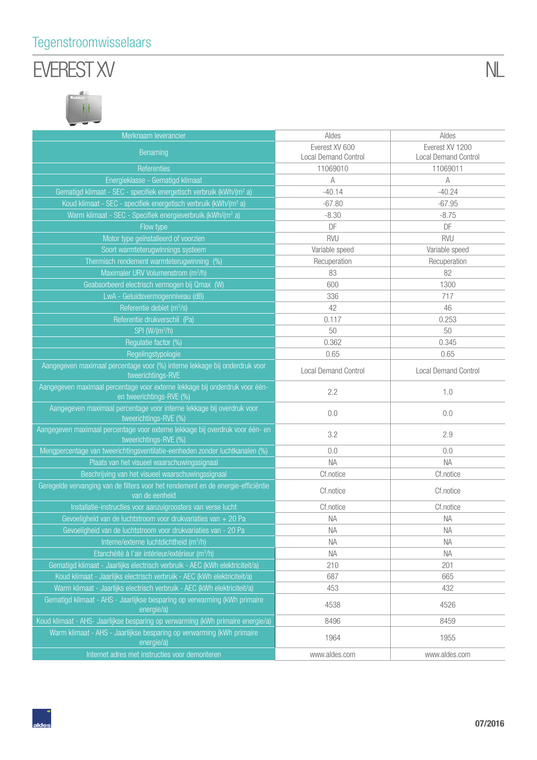Tegenstroomwisselaars

# EVEREST XV

NL

| Merknaam leverancier | Aldes | Aldes |
|---|---|---|
| Benaming | Everest XV 600 Local Demand Control | Everest XV 1200 Local Demand Control |
| Referenties | 11069010 | 11069011 |
| Energieklasse - Gematigd klimaat | A | A |
| Gematigd klimaat - SEC - specifiek energetisch verbruik (kWh/(m² a) | -40.14 | -40.24 |
| Koud klimaat - SEC - specifiek energetisch verbruik (kWh/(m² a) | -67.80 | -67.95 |
| Warm klimaat - SEC - Specifiek energieverbruik (kWh/(m² a) | -8.30 | -8.75 |
| Flow type | DF | DF |
| Motor type geïnstalleerd of voorzien | RVU | RVU |
| Soort warmteterugwinnings systeem | Variable speed | Variable speed |
| Thermisch rendement warmteterugwinning (%) | Recuperation | Recuperation |
| Maximaler URV Volumenstrom (m³/h) | 83 | 82 |
| Geabsorbeerd electrisch vermogen bij Qmax (W) | 600 | 1300 |
| LwA - Geluidsvermogenniveau (dB) | 336 | 717 |
| Referentie debiet (m³/s) | 42 | 46 |
| Referentie drukverschil (Pa) | 0.117 | 0.253 |
| SPI (W/(m³/h) | 50 | 50 |
| Regulatie factor (%) | 0.362 | 0.345 |
| Regelingstypologie | 0.65 | 0.65 |
| Aangegeven maximaal percentage voor (%) interne lekkage bij onderdruk voor tweerichtings-RVE | Local Demand Control | Local Demand Control |
| Aangegeven maximaal percentage voor externe lekkage bij onderdruk voor één- en tweerichtings-RVE (%) | 2.2 | 1.0 |
| Aangegeven maximaal percentage voor interne lekkage bij overdruk voor tweerichtings-RVE (%) | 0.0 | 0.0 |
| Aangegeven maximaal percentage voor externe lekkage bij overdruk voor één- en tweerichtings-RVE (%) | 3.2 | 2.9 |
| Mengpercentage van tweerichtingsventilatie-eenheden zonder luchtkanalen (%) | 0.0 | 0.0 |
| Plaats van het visueel waarschuwingssignaal | NA | NA |
| Beschrijving van het visueel waarschuwingssignaal | Cf.notice | Cf.notice |
| Geregelde vervanging van de filters voor het rendement en de energie-efficiëntie van de eenheid | Cf.notice | Cf.notice |
| Installatie-instructies voor aanzuigroosters van verse lucht | Cf.notice | Cf.notice |
| Gevoeligheid van de luchtstroom voor drukvariaties van + 20 Pa | NA | NA |
| Gevoeligheid van de luchtstroom voor drukvariaties van - 20 Pa | NA | NA |
| Interne/externe luchtdichtheid (m³/h) | NA | NA |
| Etanchéité à l'air intérieur/extérieur (m³/h) | NA | NA |
| Gematigd klimaat - Jaarlijks electrisch verbruik - AEC (kWh elektriciteit/a) | 210 | 201 |
| Koud klimaat - Jaarlijks electrisch verbruik - AEC (kWh elektriciteit/a) | 687 | 665 |
| Warm klimaat - Jaarlijks electrisch verbruik - AEC (kWh elektriciteit/a) | 453 | 432 |
| Gematigd klimaat - AHS - Jaarlijkse besparing op verwarming (kWh primaire energie/a) | 4538 | 4526 |
| Koud klimaat - AHS- Jaarlijkse besparing op verwarming (kWh primaire energie/a) | 8496 | 8459 |
| Warm klimaat - AHS - Jaarlijkse besparing op verwarming (kWh primaire energie/a) | 1964 | 1955 |
| Internet adres met instructies voor demonteren | www.aldes.com | www.aldes.com |

07/2016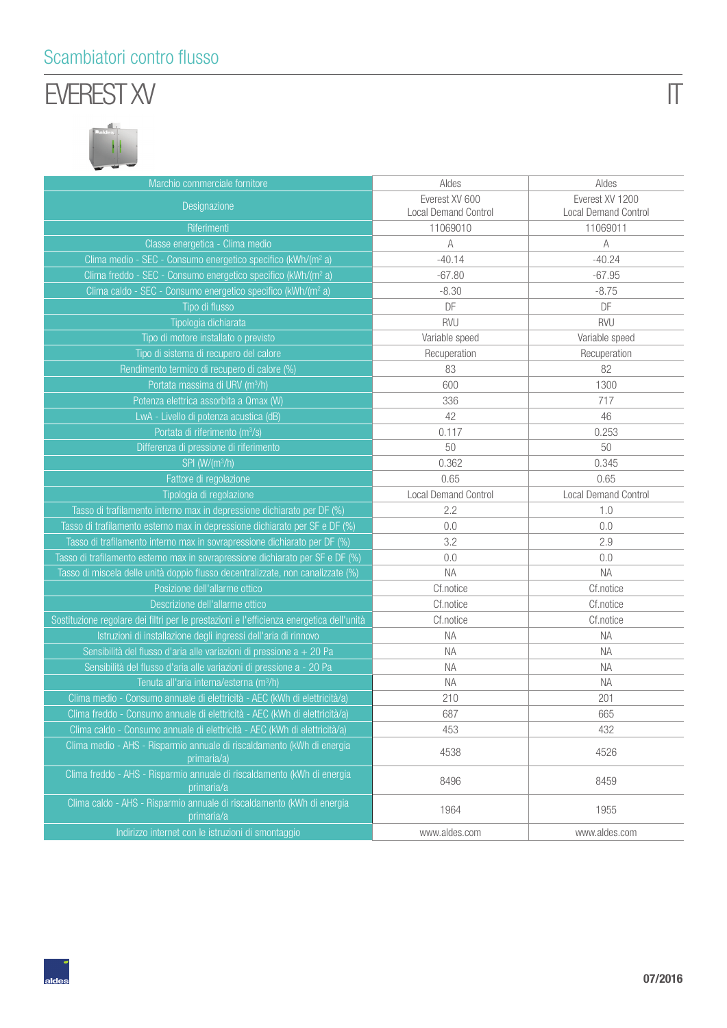Scambiatori contro flusso

# EVEREST XV

IT

| Marchio commerciale fornitore | Aldes | Aldes |
|---|---|---|
| Designazione | Everest XV 600 Local Demand Control | Everest XV 1200 Local Demand Control |
| Riferimenti | 11069010 | 11069011 |
| Classe energetica - Clima medio | A | A |
| Clima medio - SEC - Consumo energetico specifico (kWh/(m² a) | -40.14 | -40.24 |
| Clima freddo - SEC - Consumo energetico specifico (kWh/(m² a) | -67.80 | -67.95 |
| Clima caldo - SEC - Consumo energetico specifico (kWh/(m² a) | -8.30 | -8.75 |
| Tipo di flusso | DF | DF |
| Tipologia dichiarata | RVU | RVU |
| Tipo di motore installato o previsto | Variable speed | Variable speed |
| Tipo di sistema di recupero del calore | Recuperation | Recuperation |
| Rendimento termico di recupero di calore (%) | 83 | 82 |
| Portata massima di URV (m³/h) | 600 | 1300 |
| Potenza elettrica assorbita a Qmax (W) | 336 | 717 |
| LwA - Livello di potenza acustica (dB) | 42 | 46 |
| Portata di riferimento (m³/s) | 0.117 | 0.253 |
| Differenza di pressione di riferimento | 50 | 50 |
| SPI (W/(m³/h) | 0.362 | 0.345 |
| Fattore di regolazione | 0.65 | 0.65 |
| Tipologia di regolazione | Local Demand Control | Local Demand Control |
| Tasso di trafilamento interno max in depressione dichiarato per DF (%) | 2.2 | 1.0 |
| Tasso di trafilamento esterno max in depressione dichiarato per SF e DF (%) | 0.0 | 0.0 |
| Tasso di trafilamento interno max in sovrapressione dichiarato per DF (%) | 3.2 | 2.9 |
| Tasso di trafilamento esterno max in sovrapressione dichiarato per SF e DF (%) | 0.0 | 0.0 |
| Tasso di miscela delle unità doppio flusso decentralizzate, non canalizzate (%) | NA | NA |
| Posizione dell'allarme ottico | Cf.notice | Cf.notice |
| Descrizione dell'allarme ottico | Cf.notice | Cf.notice |
| Sostituzione regolare dei filtri per le prestazioni e l'efficienza energetica dell'unità | Cf.notice | Cf.notice |
| Istruzioni di installazione degli ingressi dell'aria di rinnovo | NA | NA |
| Sensibilità del flusso d'aria alle variazioni di pressione a + 20 Pa | NA | NA |
| Sensibilità del flusso d'aria alle variazioni di pressione a - 20 Pa | NA | NA |
| Tenuta all'aria interna/esterna (m³/h) | NA | NA |
| Clima medio - Consumo annuale di elettricità - AEC (kWh di elettricità/a) | 210 | 201 |
| Clima freddo - Consumo annuale di elettricità - AEC (kWh di elettricità/a) | 687 | 665 |
| Clima caldo - Consumo annuale di elettricità - AEC (kWh di elettricità/a) | 453 | 432 |
| Clima medio - AHS - Risparmio annuale di riscaldamento (kWh di energia primaria/a) | 4538 | 4526 |
| Clima freddo - AHS - Risparmio annuale di riscaldamento (kWh di energia primaria/a | 8496 | 8459 |
| Clima caldo - AHS - Risparmio annuale di riscaldamento (kWh di energia primaria/a | 1964 | 1955 |
| Indirizzo internet con le istruzioni di smontaggio | www.aldes.com | www.aldes.com |

07/2016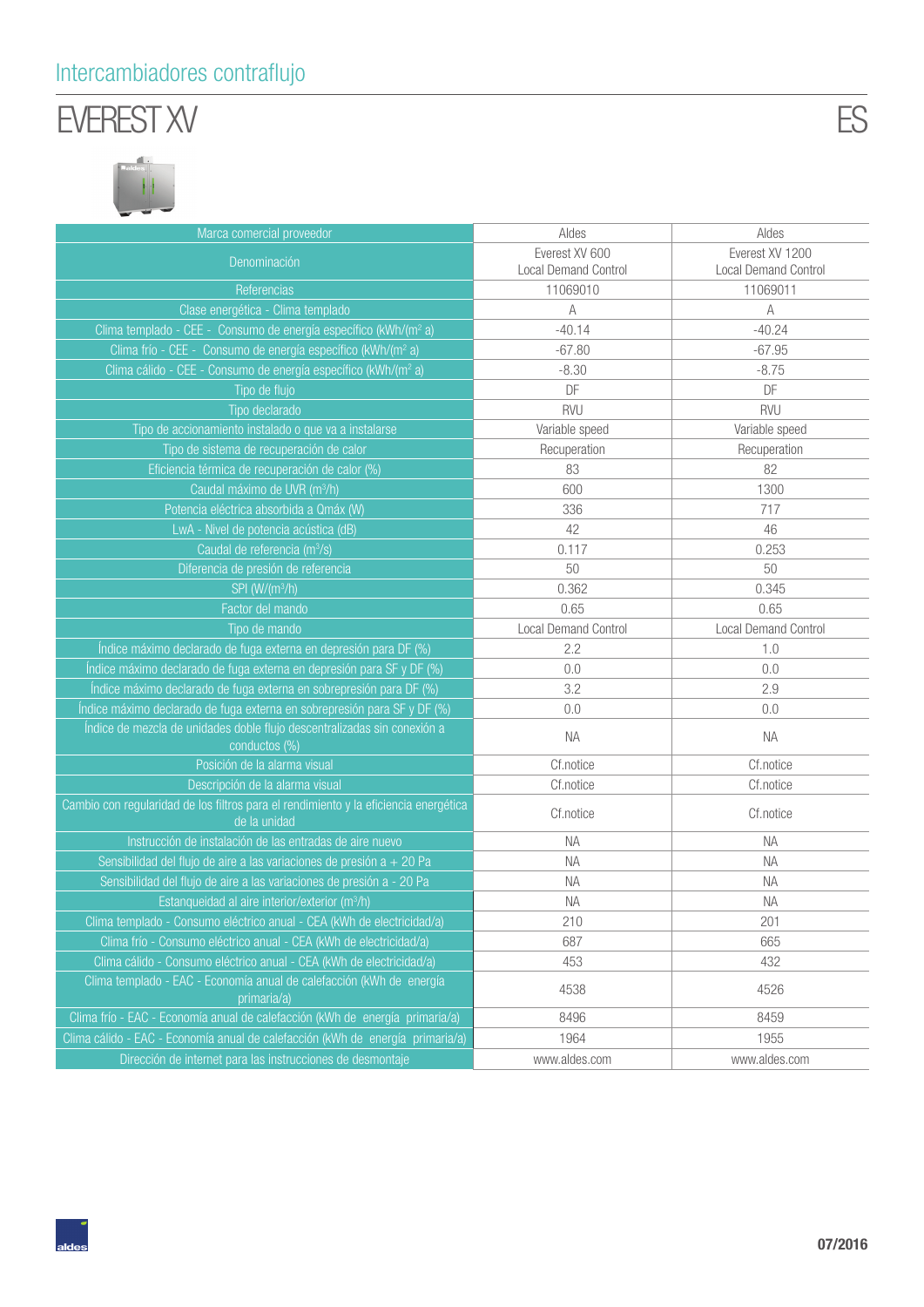Intercambiadores contraflujo

# EVEREST XV

ES

| | | |
|---|---|---|
| Marca comercial proveedor | Aldes | Aldes |
| Denominación | Everest XV 600 Local Demand Control | Everest XV 1200 Local Demand Control |
| Referencias | 11069010 | 11069011 |
| Clase energética - Clima templado | A | A |
| Clima templado - CEE - Consumo de energía específico (kWh/(m$^2$ a) | -40.14 | -40.24 |
| Clima frío - CEE - Consumo de energía específico (kWh/(m$^2$ a) | -67.80 | -67.95 |
| Clima cálido - CEE - Consumo de energía específico (kWh/(m$^2$ a) | -8.30 | -8.75 |
| Tipo de flujo | DF | DF |
| Tipo declarado | RVU | RVU |
| Tipo de accionamiento instalado o que va a instalarse | Variable speed | Variable speed |
| Tipo de sistema de recuperación de calor | Recuperation | Recuperation |
| Eficiencia térmica de recuperación de calor (%) | 83 | 82 |
| Caudal máximo de UVR (m$^3$/h) | 600 | 1300 |
| Potencia eléctrica absorbida a Qmáx (W) | 336 | 717 |
| LwA - Nivel de potencia acústica (dB) | 42 | 46 |
| Caudal de referencia (m$^3$/s) | 0.117 | 0.253 |
| Diferencia de presión de referencia | 50 | 50 |
| SPI (W/(m$^3$/h) | 0.362 | 0.345 |
| Factor del mando | 0.65 | 0.65 |
| Tipo de mando | Local Demand Control | Local Demand Control |
| Índice máximo declarado de fuga externa en depresión para DF (%) | 2.2 | 1.0 |
| Índice máximo declarado de fuga externa en depresión para SF y DF (%) | 0.0 | 0.0 |
| Índice máximo declarado de fuga externa en sobrepresión para DF (%) | 3.2 | 2.9 |
| Índice máximo declarado de fuga externa en sobrepresión para SF y DF (%) | 0.0 | 0.0 |
| Índice de mezcla de unidades doble flujo descentralizadas sin conexión a conductos (%) | NA | NA |
| Posición de la alarma visual | Cf.notice | Cf.notice |
| Descripción de la alarma visual | Cf.notice | Cf.notice |
| Cambio con regularidad de los filtros para el rendimiento y la eficiencia energética de la unidad | Cf.notice | Cf.notice |
| Instrucción de instalación de las entradas de aire nuevo | NA | NA |
| Sensibilidad del flujo de aire a las variaciones de presión a + 20 Pa | NA | NA |
| Sensibilidad del flujo de aire a las variaciones de presión a - 20 Pa | NA | NA |
| Estanqueidad al aire interior/exterior (m$^3$/h) | NA | NA |
| Clima templado - Consumo eléctrico anual - CEA (kWh de electricidad/a) | 210 | 201 |
| Clima frío - Consumo eléctrico anual - CEA (kWh de electricidad/a) | 687 | 665 |
| Clima cálido - Consumo eléctrico anual - CEA (kWh de electricidad/a) | 453 | 432 |
| Clima templado - EAC - Economía anual de calefacción (kWh de energía primaria/a) | 4538 | 4526 |
| Clima frío - EAC - Economía anual de calefacción (kWh de energía primaria/a) | 8496 | 8459 |
| Clima cálido - EAC - Economía anual de calefacción (kWh de energía primaria/a) | 1964 | 1955 |
| Dirección de internet para las instrucciones de desmontaje | www.aldes.com | www.aldes.com |

07/2016